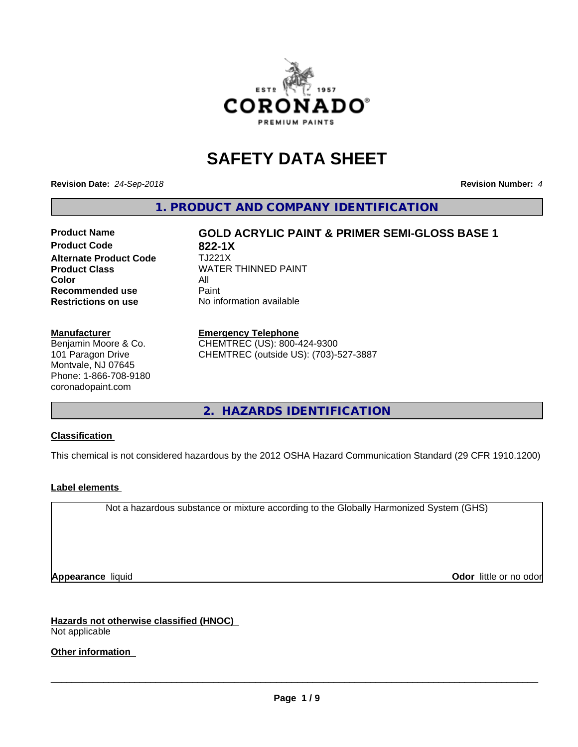# SAFETY DATA SHEET

**Revision Date:** *24-Sep-2018*

**Revision Number:** *4*

## 1. PRODUCT AND COMPANY IDENTIFICATION

| | |
|---|---|
| **Product Name** | **GOLD ACRYLIC PAINT & PRIMER SEMI-GLOSS BASE 1** |
| **Product Code** | **822-1X** |
| **Alternate Product Code** | TJ221X |
| **Product Class** | WATER THINNED PAINT |
| **Color** | All |
| **Recommended use** | Paint |
| **Restrictions on use** | No information available |

**Manufacturer**
Benjamin Moore & Co.
101 Paragon Drive
Montvale, NJ 07645
Phone: 1-866-708-9180
coronadopaint.com

**Emergency Telephone**
CHEMTREC (US): 800-424-9300
CHEMTREC (outside US): (703)-527-3887

## 2. HAZARDS IDENTIFICATION

**Classification**

This chemical is not considered hazardous by the 2012 OSHA Hazard Communication Standard (29 CFR 1910.1200)

**Label elements**

Not a hazardous substance or mixture according to the Globally Harmonized System (GHS)

**Appearance** liquid

**Odor** little or no odor

**Hazards not otherwise classified (HNOC)**
Not applicable

**Other information**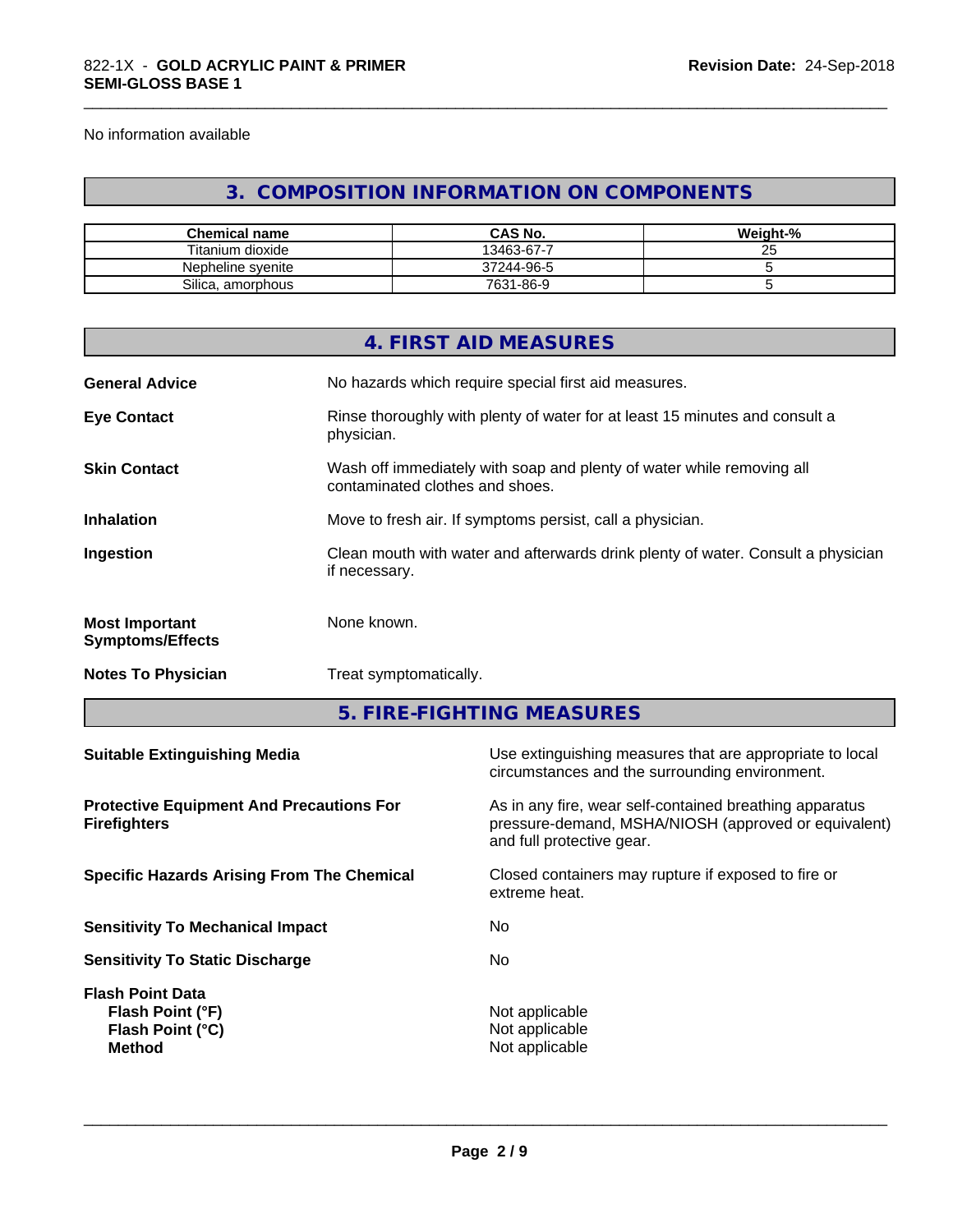No information available

## 3. COMPOSITION INFORMATION ON COMPONENTS

| Chemical name | CAS No. | Weight-% |
|---|---|---|
| Titanium dioxide | 13463-67-7 | 25 |
| Nepheline syenite | 37244-96-5 | 5 |
| Silica, amorphous | 7631-86-9 | 5 |

## 4. FIRST AID MEASURES

**General Advice** No hazards which require special first aid measures.

**Eye Contact** Rinse thoroughly with plenty of water for at least 15 minutes and consult a physician.

**Skin Contact** Wash off immediately with soap and plenty of water while removing all contaminated clothes and shoes.

**Inhalation** Move to fresh air. If symptoms persist, call a physician.

**Ingestion** Clean mouth with water and afterwards drink plenty of water. Consult a physician if necessary.

**Most Important Symptoms/Effects** None known.

**Notes To Physician** Treat symptomatically.

## 5. FIRE-FIGHTING MEASURES

**Suitable Extinguishing Media** Use extinguishing measures that are appropriate to local circumstances and the surrounding environment.

**Protective Equipment And Precautions For Firefighters** As in any fire, wear self-contained breathing apparatus pressure-demand, MSHA/NIOSH (approved or equivalent) and full protective gear.

**Specific Hazards Arising From The Chemical** Closed containers may rupture if exposed to fire or extreme heat.

**Sensitivity To Mechanical Impact** No

**Sensitivity To Static Discharge** No

**Flash Point Data**
**Flash Point (°F)** Not applicable
**Flash Point (°C)** Not applicable
**Method** Not applicable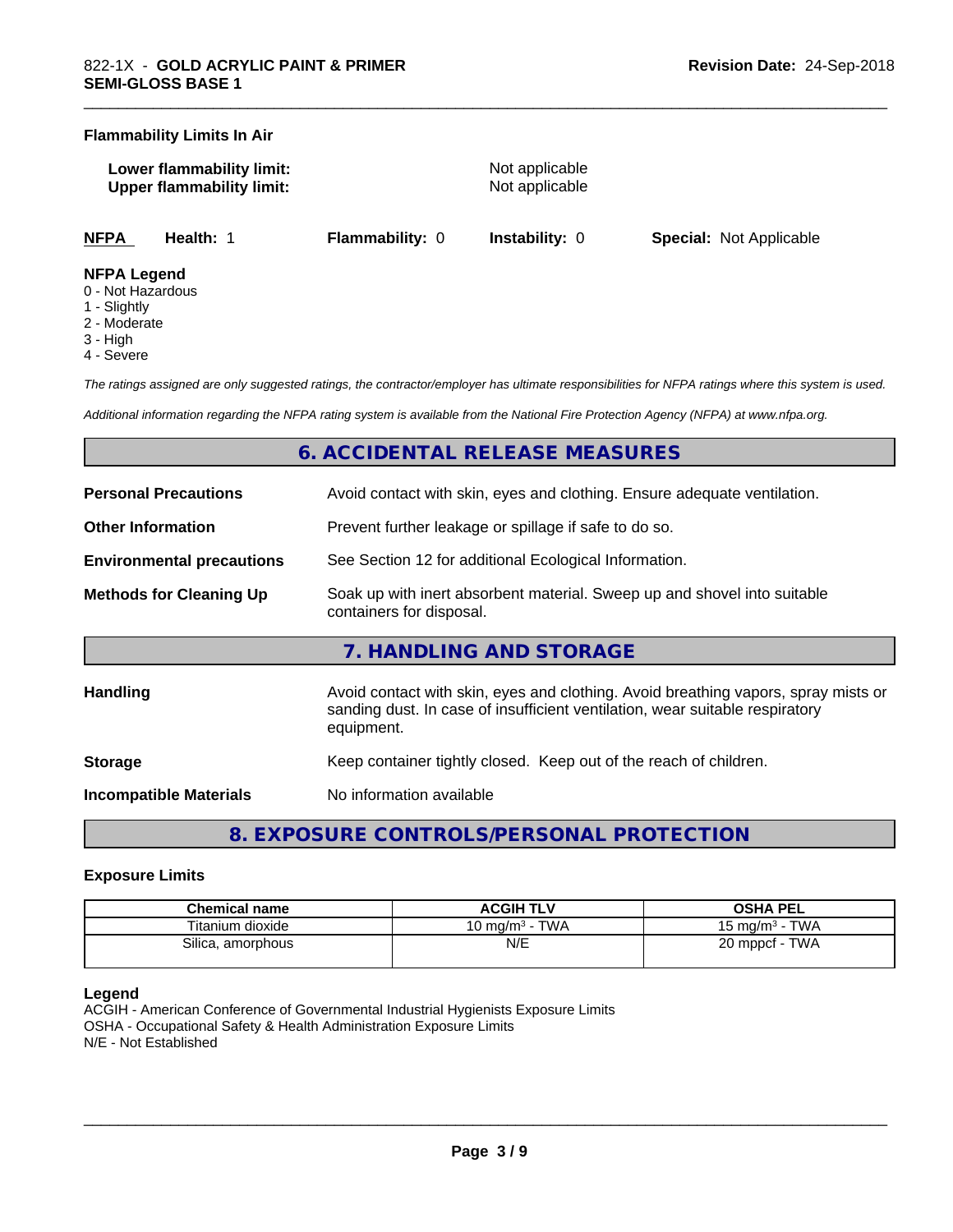**Flammability Limits In Air**

**Lower flammability limit:** Not applicable
**Upper flammability limit:** Not applicable

| NFPA | Health: 1 | Flammability: 0 | Instability: 0 | Special: Not Applicable |
|---|---|---|---|---|

**NFPA Legend**
0 - Not Hazardous
1 - Slightly
2 - Moderate
3 - High
4 - Severe

*The ratings assigned are only suggested ratings, the contractor/employer has ultimate responsibilities for NFPA ratings where this system is used.*

*Additional information regarding the NFPA rating system is available from the National Fire Protection Agency (NFPA) at www.nfpa.org.*

## 6. ACCIDENTAL RELEASE MEASURES

**Personal Precautions** Avoid contact with skin, eyes and clothing. Ensure adequate ventilation.

**Other Information** Prevent further leakage or spillage if safe to do so.

**Environmental precautions** See Section 12 for additional Ecological Information.

**Methods for Cleaning Up** Soak up with inert absorbent material. Sweep up and shovel into suitable containers for disposal.

## 7. HANDLING AND STORAGE

**Handling** Avoid contact with skin, eyes and clothing. Avoid breathing vapors, spray mists or sanding dust. In case of insufficient ventilation, wear suitable respiratory equipment.

**Storage** Keep container tightly closed. Keep out of the reach of children.

**Incompatible Materials** No information available

## 8. EXPOSURE CONTROLS/PERSONAL PROTECTION

### Exposure Limits

| Chemical name | ACGIH TLV | OSHA PEL |
|---|---|---|
| Titanium dioxide | 10 mg/m$^3$ - TWA | 15 mg/m$^3$ - TWA |
| Silica, amorphous | N/E | 20 mppcf - TWA |

**Legend**
ACGIH - American Conference of Governmental Industrial Hygienists Exposure Limits
OSHA - Occupational Safety & Health Administration Exposure Limits
N/E - Not Established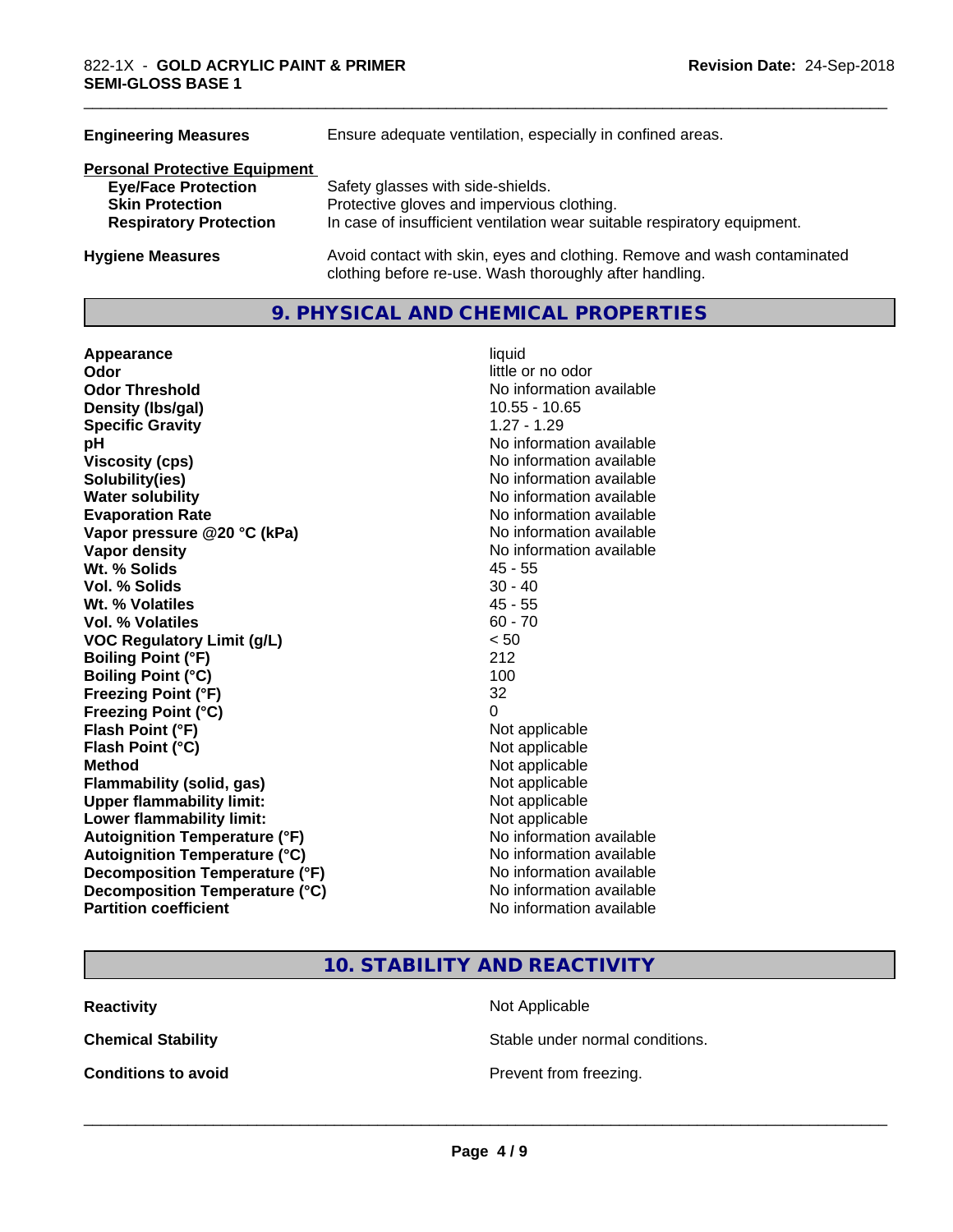| | |
|---|---|
| **Engineering Measures** | Ensure adequate ventilation, especially in confined areas. |

**Personal Protective Equipment**

| | |
|---|---|
| **Eye/Face Protection** | Safety glasses with side-shields. |
| **Skin Protection** | Protective gloves and impervious clothing. |
| **Respiratory Protection** | In case of insufficient ventilation wear suitable respiratory equipment. |
| **Hygiene Measures** | Avoid contact with skin, eyes and clothing. Remove and wash contaminated clothing before re-use. Wash thoroughly after handling. |

## 9. PHYSICAL AND CHEMICAL PROPERTIES

| | |
|---|---|
| **Appearance** | liquid |
| **Odor** | little or no odor |
| **Odor Threshold** | No information available |
| **Density (lbs/gal)** | 10.55 - 10.65 |
| **Specific Gravity** | 1.27 - 1.29 |
| **pH** | No information available |
| **Viscosity (cps)** | No information available |
| **Solubility(ies)** | No information available |
| **Water solubility** | No information available |
| **Evaporation Rate** | No information available |
| **Vapor pressure @20 °C (kPa)** | No information available |
| **Vapor density** | No information available |
| **Wt. % Solids** | 45 - 55 |
| **Vol. % Solids** | 30 - 40 |
| **Wt. % Volatiles** | 45 - 55 |
| **Vol. % Volatiles** | 60 - 70 |
| **VOC Regulatory Limit (g/L)** | < 50 |
| **Boiling Point (°F)** | 212 |
| **Boiling Point (°C)** | 100 |
| **Freezing Point (°F)** | 32 |
| **Freezing Point (°C)** | 0 |
| **Flash Point (°F)** | Not applicable |
| **Flash Point (°C)** | Not applicable |
| **Method** | Not applicable |
| **Flammability (solid, gas)** | Not applicable |
| **Upper flammability limit:** | Not applicable |
| **Lower flammability limit:** | Not applicable |
| **Autoignition Temperature (°F)** | No information available |
| **Autoignition Temperature (°C)** | No information available |
| **Decomposition Temperature (°F)** | No information available |
| **Decomposition Temperature (°C)** | No information available |
| **Partition coefficient** | No information available |

## 10. STABILITY AND REACTIVITY

| | |
|---|---|
| **Reactivity** | Not Applicable |
| **Chemical Stability** | Stable under normal conditions. |
| **Conditions to avoid** | Prevent from freezing. |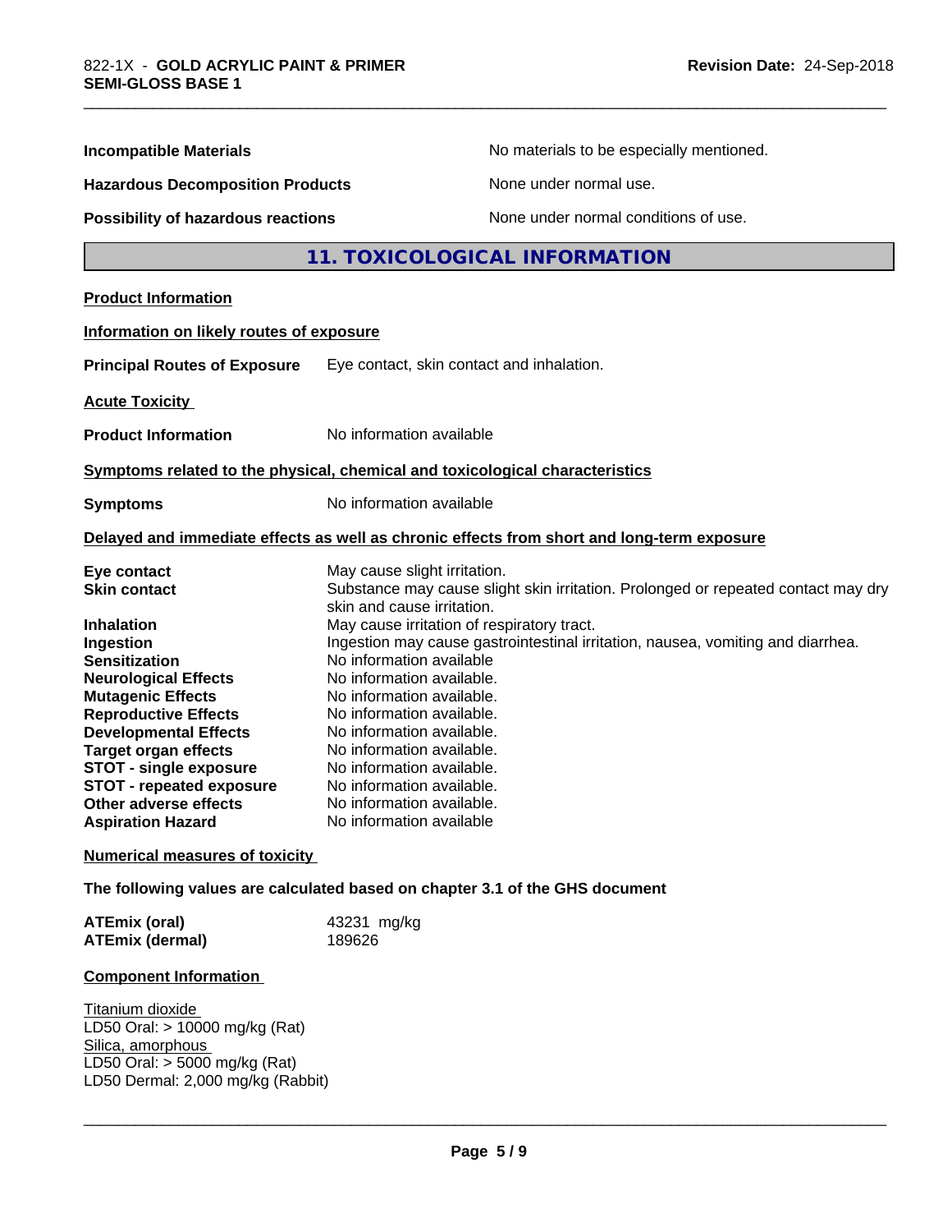| | |
|---|---|
| **Incompatible Materials** | No materials to be especially mentioned. |
| **Hazardous Decomposition Products** | None under normal use. |
| **Possibility of hazardous reactions** | None under normal conditions of use. |

## 11. TOXICOLOGICAL INFORMATION

**Product Information**

**Information on likely routes of exposure**

**Principal Routes of Exposure** Eye contact, skin contact and inhalation.

**Acute Toxicity**

**Product Information** No information available

**Symptoms related to the physical, chemical and toxicological characteristics**

**Symptoms** No information available

**Delayed and immediate effects as well as chronic effects from short and long-term exposure**

| | |
|---|---|
| **Eye contact** | May cause slight irritation. |
| **Skin contact** | Substance may cause slight skin irritation. Prolonged or repeated contact may dry skin and cause irritation. |
| **Inhalation** | May cause irritation of respiratory tract. |
| **Ingestion** | Ingestion may cause gastrointestinal irritation, nausea, vomiting and diarrhea. |
| **Sensitization** | No information available |
| **Neurological Effects** | No information available. |
| **Mutagenic Effects** | No information available. |
| **Reproductive Effects** | No information available. |
| **Developmental Effects** | No information available. |
| **Target organ effects** | No information available. |
| **STOT - single exposure** | No information available. |
| **STOT - repeated exposure** | No information available. |
| **Other adverse effects** | No information available. |
| **Aspiration Hazard** | No information available |

**Numerical measures of toxicity**

**The following values are calculated based on chapter 3.1 of the GHS document**

| | |
|---|---|
| **ATEmix (oral)** | 43231 mg/kg |
| **ATEmix (dermal)** | 189626 |

**Component Information**

Titanium dioxide
LD50 Oral: > 10000 mg/kg (Rat)
Silica, amorphous
LD50 Oral: > 5000 mg/kg (Rat)
LD50 Dermal: 2,000 mg/kg (Rabbit)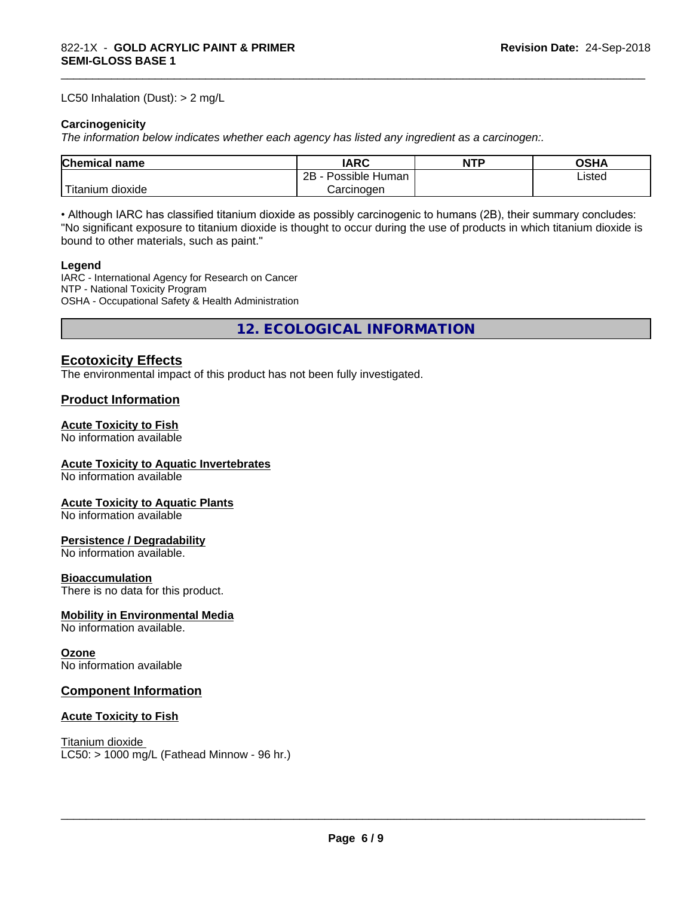LC50 Inhalation (Dust): > 2 mg/L

**Carcinogenicity**

*The information below indicates whether each agency has listed any ingredient as a carcinogen:.*

| Chemical name | IARC | NTP | OSHA |
|---|---|---|---|
| Titanium dioxide | 2B - Possible Human Carcinogen | | Listed |

• Although IARC has classified titanium dioxide as possibly carcinogenic to humans (2B), their summary concludes: "No significant exposure to titanium dioxide is thought to occur during the use of products in which titanium dioxide is bound to other materials, such as paint."

**Legend**

IARC - International Agency for Research on Cancer
NTP - National Toxicity Program
OSHA - Occupational Safety & Health Administration

## 12. ECOLOGICAL INFORMATION

### Ecotoxicity Effects

The environmental impact of this product has not been fully investigated.

### Product Information

**Acute Toxicity to Fish**
No information available

**Acute Toxicity to Aquatic Invertebrates**
No information available

**Acute Toxicity to Aquatic Plants**
No information available

**Persistence / Degradability**
No information available.

**Bioaccumulation**
There is no data for this product.

**Mobility in Environmental Media**
No information available.

**Ozone**
No information available

### Component Information

**Acute Toxicity to Fish**

Titanium dioxide
LC50: > 1000 mg/L (Fathead Minnow - 96 hr.)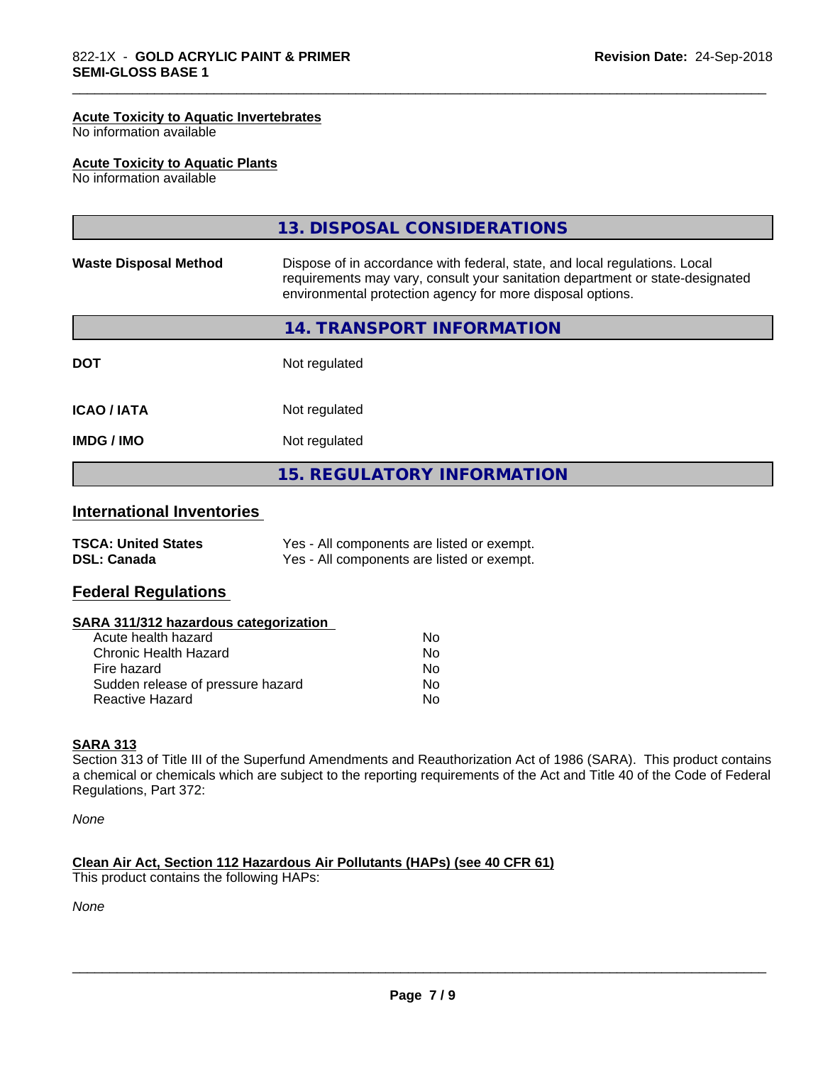**Acute Toxicity to Aquatic Invertebrates**
No information available

**Acute Toxicity to Aquatic Plants**
No information available

## 13. DISPOSAL CONSIDERATIONS

| | |
|---|---|
| **Waste Disposal Method** | Dispose of in accordance with federal, state, and local regulations. Local requirements may vary, consult your sanitation department or state-designated environmental protection agency for more disposal options. |

## 14. TRANSPORT INFORMATION

| | |
|---|---|
| **DOT** | Not regulated |
| **ICAO / IATA** | Not regulated |
| **IMDG / IMO** | Not regulated |

## 15. REGULATORY INFORMATION

### International Inventories

| | |
|---|---|
| **TSCA: United States** | Yes - All components are listed or exempt. |
| **DSL: Canada** | Yes - All components are listed or exempt. |

### Federal Regulations

**SARA 311/312 hazardous categorization**

| | |
|---|---|
| Acute health hazard | No |
| Chronic Health Hazard | No |
| Fire hazard | No |
| Sudden release of pressure hazard | No |
| Reactive Hazard | No |

**SARA 313**
Section 313 of Title III of the Superfund Amendments and Reauthorization Act of 1986 (SARA). This product contains a chemical or chemicals which are subject to the reporting requirements of the Act and Title 40 of the Code of Federal Regulations, Part 372:

*None*

**Clean Air Act, Section 112 Hazardous Air Pollutants (HAPs) (see 40 CFR 61)**
This product contains the following HAPs:

*None*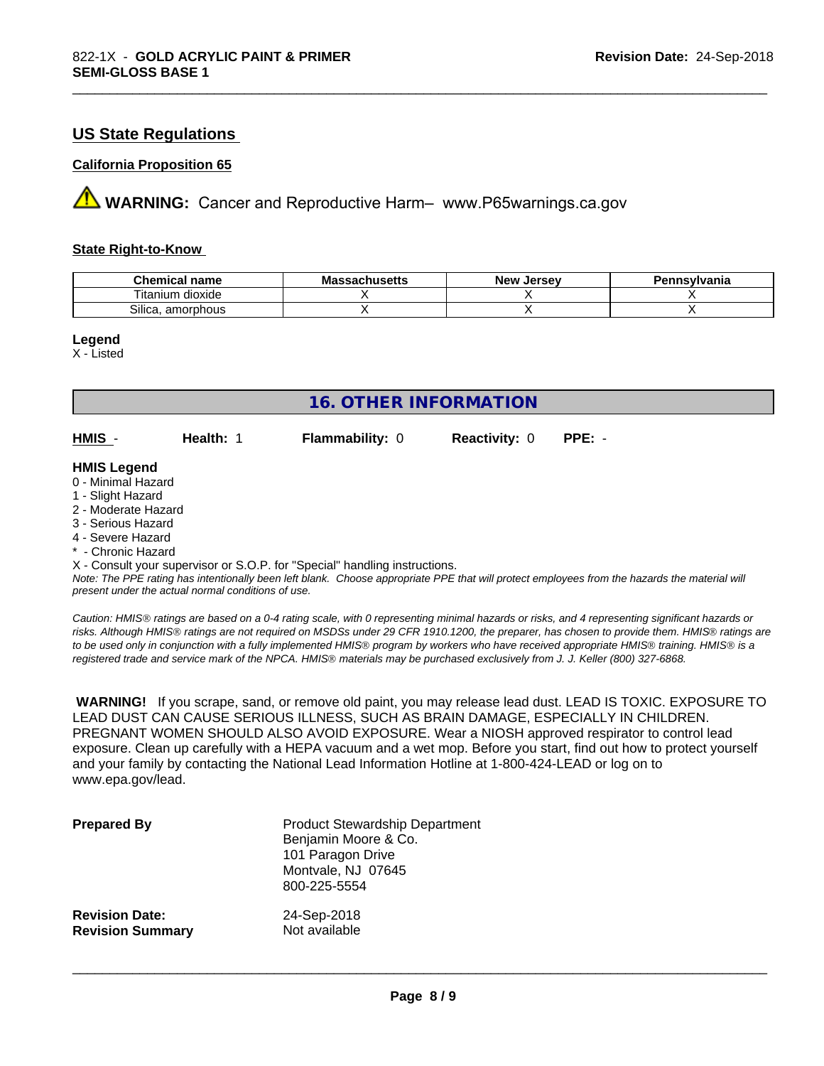## US State Regulations

### California Proposition 65

**WARNING:** Cancer and Reproductive Harm– www.P65warnings.ca.gov

#### State Right-to-Know

| Chemical name | Massachusetts | New Jersey | Pennsylvania |
|---|---|---|---|
| Titanium dioxide | X | X | X |
| Silica, amorphous | X | X | X |

**Legend**
X - Listed

## 16. OTHER INFORMATION

**HMIS** - **Health:** 1 **Flammability:** 0 **Reactivity:** 0 **PPE:** -

**HMIS Legend**
0 - Minimal Hazard
1 - Slight Hazard
2 - Moderate Hazard
3 - Serious Hazard
4 - Severe Hazard
* - Chronic Hazard
X - Consult your supervisor or S.O.P. for "Special" handling instructions.
*Note: The PPE rating has intentionally been left blank. Choose appropriate PPE that will protect employees from the hazards the material will present under the actual normal conditions of use.*

*Caution: HMIS® ratings are based on a 0-4 rating scale, with 0 representing minimal hazards or risks, and 4 representing significant hazards or risks. Although HMIS® ratings are not required on MSDSs under 29 CFR 1910.1200, the preparer, has chosen to provide them. HMIS® ratings are to be used only in conjunction with a fully implemented HMIS® program by workers who have received appropriate HMIS® training. HMIS® is a registered trade and service mark of the NPCA. HMIS® materials may be purchased exclusively from J. J. Keller (800) 327-6868.*

**WARNING!** If you scrape, sand, or remove old paint, you may release lead dust. LEAD IS TOXIC. EXPOSURE TO LEAD DUST CAN CAUSE SERIOUS ILLNESS, SUCH AS BRAIN DAMAGE, ESPECIALLY IN CHILDREN. PREGNANT WOMEN SHOULD ALSO AVOID EXPOSURE. Wear a NIOSH approved respirator to control lead exposure. Clean up carefully with a HEPA vacuum and a wet mop. Before you start, find out how to protect yourself and your family by contacting the National Lead Information Hotline at 1-800-424-LEAD or log on to www.epa.gov/lead.

**Prepared By**
Product Stewardship Department
Benjamin Moore & Co.
101 Paragon Drive
Montvale, NJ 07645
800-225-5554

**Revision Date:** 24-Sep-2018
**Revision Summary** Not available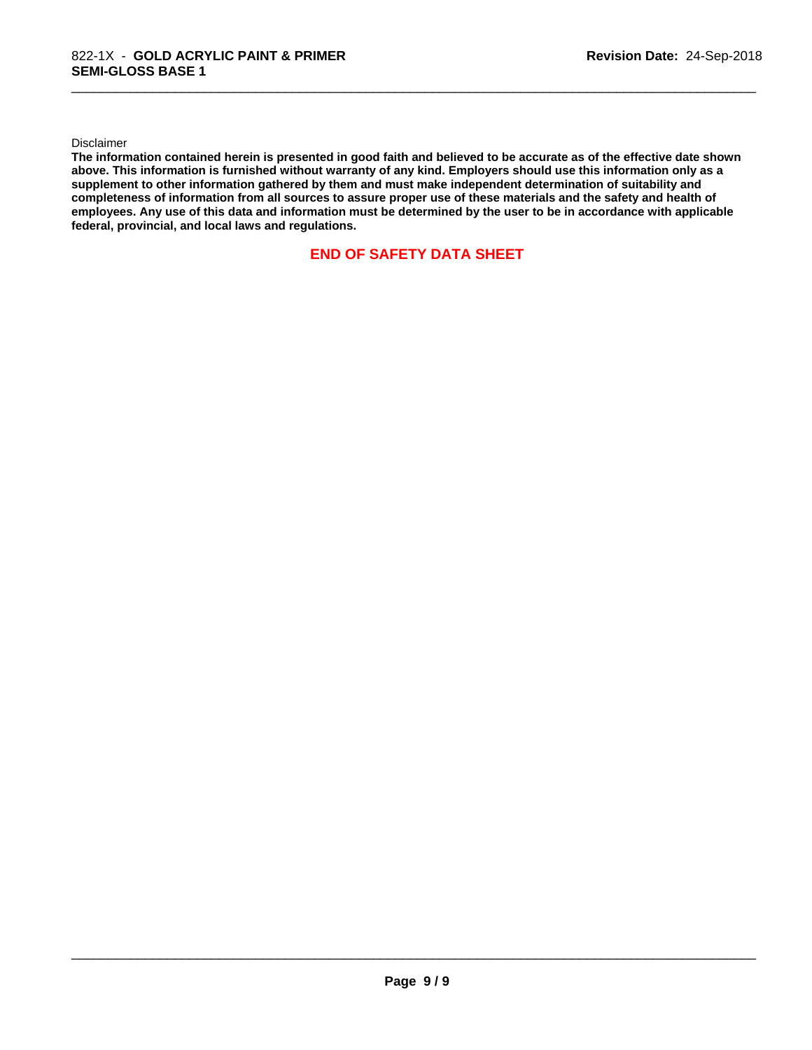Disclaimer

**The information contained herein is presented in good faith and believed to be accurate as of the effective date shown above. This information is furnished without warranty of any kind. Employers should use this information only as a supplement to other information gathered by them and must make independent determination of suitability and completeness of information from all sources to assure proper use of these materials and the safety and health of employees. Any use of this data and information must be determined by the user to be in accordance with applicable federal, provincial, and local laws and regulations.**

**END OF SAFETY DATA SHEET**